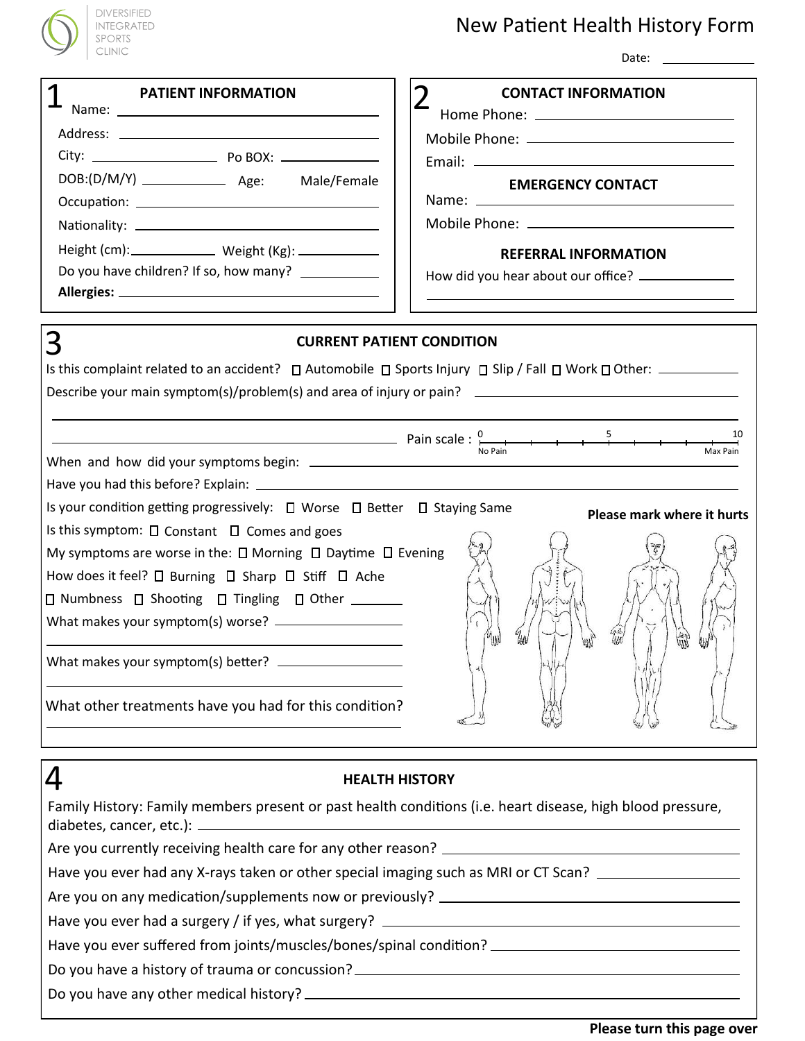DIVERSIFIED INTEGRATED SPORTS CLINIC

# New Patient Health History Form

Date: ____________

## 1 PATIENT INFORMATION

Name: ______________________________

Address: ______________________________

City: ______________ Po BOX: ____________

DOB:(D/M/Y) ____________ Age: Male/Female

Occupation: ______________________________

Nationality: ______________________________

Height (cm):____________ Weight (Kg): ____________

Do you have children? If so, how many? ____________

**Allergies:** ______________________________

## 2 CONTACT INFORMATION

Home Phone: ______________________________

Mobile Phone: ______________________________

Email: ______________________________

### EMERGENCY CONTACT

Name: ______________________________

Mobile Phone: ______________________________

### REFERRAL INFORMATION

How did you hear about our office? ____________

______________________________

## 3 CURRENT PATIENT CONDITION

Is this complaint related to an accident? ☐ Automobile ☐ Sports Injury ☐ Slip / Fall ☐ Work ☐ Other: ____________

Describe your main symptom(s)/problem(s) and area of injury or pain? ______________________________

______________________________

______________________________ Pain scale : 0 (No Pain) — 5 — 10 (Max Pain)

When and how did your symptoms begin: ______________________________

Have you had this before? Explain: ______________________________

Is your condition getting progressively: ☐ Worse ☐ Better ☐ Staying Same

Is this symptom: ☐ Constant ☐ Comes and goes

My symptoms are worse in the: ☐ Morning ☐ Daytime ☐ Evening

How does it feel? ☐ Burning ☐ Sharp ☐ Stiff ☐ Ache

☐ Numbness ☐ Shooting ☐ Tingling ☐ Other ________

What makes your symptom(s) worse? ____________

______________________________

What makes your symptom(s) better? ____________

______________________________

What other treatments have you had for this condition?

______________________________

**Please mark where it hurts**

## 4 HEALTH HISTORY

Family History: Family members present or past health conditions (i.e. heart disease, high blood pressure, diabetes, cancer, etc.): ______________________________

Are you currently receiving health care for any other reason? ______________________________

Have you ever had any X-rays taken or other special imaging such as MRI or CT Scan? ____________

Are you on any medication/supplements now or previously? ______________________________

Have you ever had a surgery / if yes, what surgery? ______________________________

Have you ever suffered from joints/muscles/bones/spinal condition? ______________________________

Do you have a history of trauma or concussion? ______________________________

Do you have any other medical history? ______________________________

**Please turn this page over**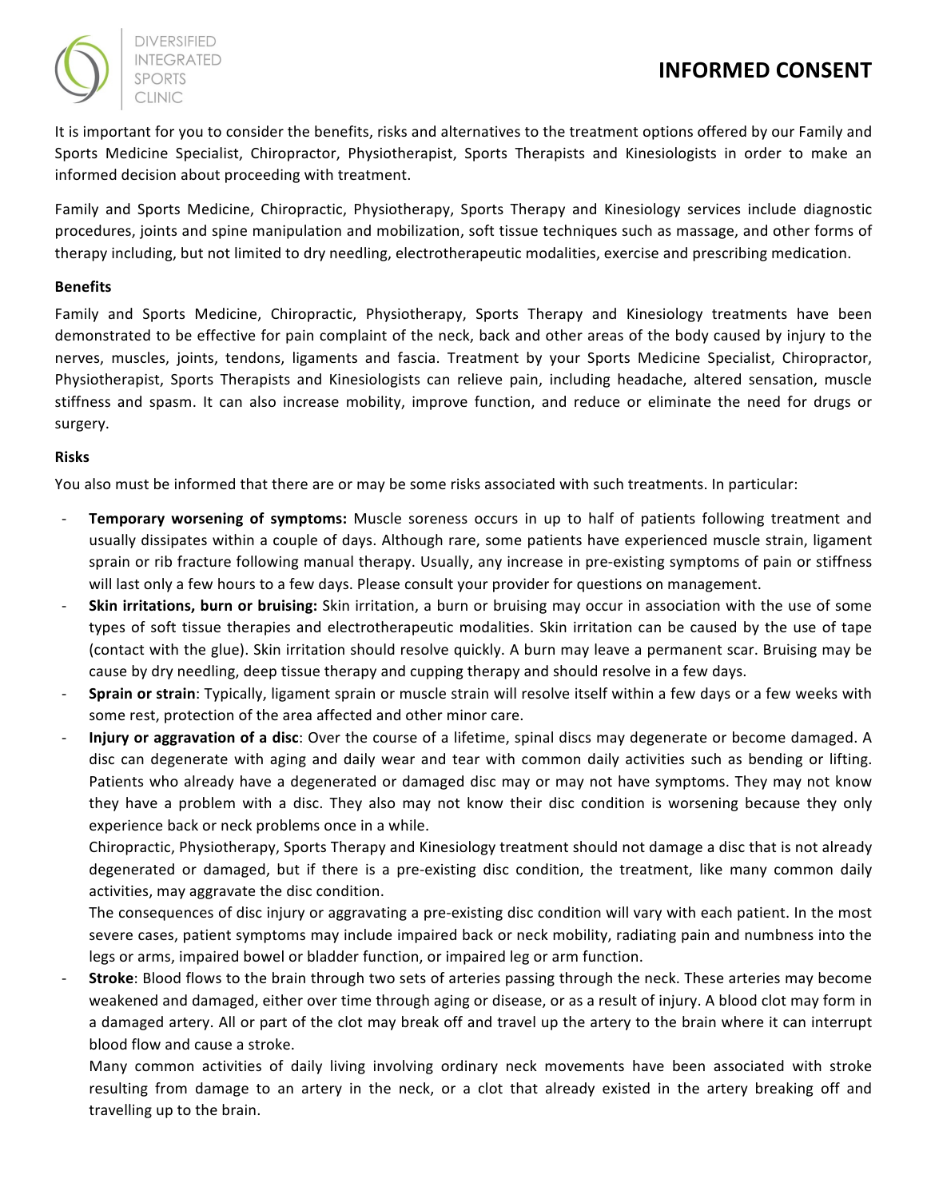# INFORMED CONSENT

It is important for you to consider the benefits, risks and alternatives to the treatment options offered by our Family and Sports Medicine Specialist, Chiropractor, Physiotherapist, Sports Therapists and Kinesiologists in order to make an informed decision about proceeding with treatment.

Family and Sports Medicine, Chiropractic, Physiotherapy, Sports Therapy and Kinesiology services include diagnostic procedures, joints and spine manipulation and mobilization, soft tissue techniques such as massage, and other forms of therapy including, but not limited to dry needling, electrotherapeutic modalities, exercise and prescribing medication.

**Benefits**

Family and Sports Medicine, Chiropractic, Physiotherapy, Sports Therapy and Kinesiology treatments have been demonstrated to be effective for pain complaint of the neck, back and other areas of the body caused by injury to the nerves, muscles, joints, tendons, ligaments and fascia. Treatment by your Sports Medicine Specialist, Chiropractor, Physiotherapist, Sports Therapists and Kinesiologists can relieve pain, including headache, altered sensation, muscle stiffness and spasm. It can also increase mobility, improve function, and reduce or eliminate the need for drugs or surgery.

**Risks**

You also must be informed that there are or may be some risks associated with such treatments. In particular:

- **Temporary worsening of symptoms:** Muscle soreness occurs in up to half of patients following treatment and usually dissipates within a couple of days. Although rare, some patients have experienced muscle strain, ligament sprain or rib fracture following manual therapy. Usually, any increase in pre-existing symptoms of pain or stiffness will last only a few hours to a few days. Please consult your provider for questions on management.
- **Skin irritations, burn or bruising:** Skin irritation, a burn or bruising may occur in association with the use of some types of soft tissue therapies and electrotherapeutic modalities. Skin irritation can be caused by the use of tape (contact with the glue). Skin irritation should resolve quickly. A burn may leave a permanent scar. Bruising may be cause by dry needling, deep tissue therapy and cupping therapy and should resolve in a few days.
- **Sprain or strain**: Typically, ligament sprain or muscle strain will resolve itself within a few days or a few weeks with some rest, protection of the area affected and other minor care.
- **Injury or aggravation of a disc**: Over the course of a lifetime, spinal discs may degenerate or become damaged. A disc can degenerate with aging and daily wear and tear with common daily activities such as bending or lifting. Patients who already have a degenerated or damaged disc may or may not have symptoms. They may not know they have a problem with a disc. They also may not know their disc condition is worsening because they only experience back or neck problems once in a while.

  Chiropractic, Physiotherapy, Sports Therapy and Kinesiology treatment should not damage a disc that is not already degenerated or damaged, but if there is a pre-existing disc condition, the treatment, like many common daily activities, may aggravate the disc condition.

  The consequences of disc injury or aggravating a pre-existing disc condition will vary with each patient. In the most severe cases, patient symptoms may include impaired back or neck mobility, radiating pain and numbness into the legs or arms, impaired bowel or bladder function, or impaired leg or arm function.
- **Stroke**: Blood flows to the brain through two sets of arteries passing through the neck. These arteries may become weakened and damaged, either over time through aging or disease, or as a result of injury. A blood clot may form in a damaged artery. All or part of the clot may break off and travel up the artery to the brain where it can interrupt blood flow and cause a stroke.

  Many common activities of daily living involving ordinary neck movements have been associated with stroke resulting from damage to an artery in the neck, or a clot that already existed in the artery breaking off and travelling up to the brain.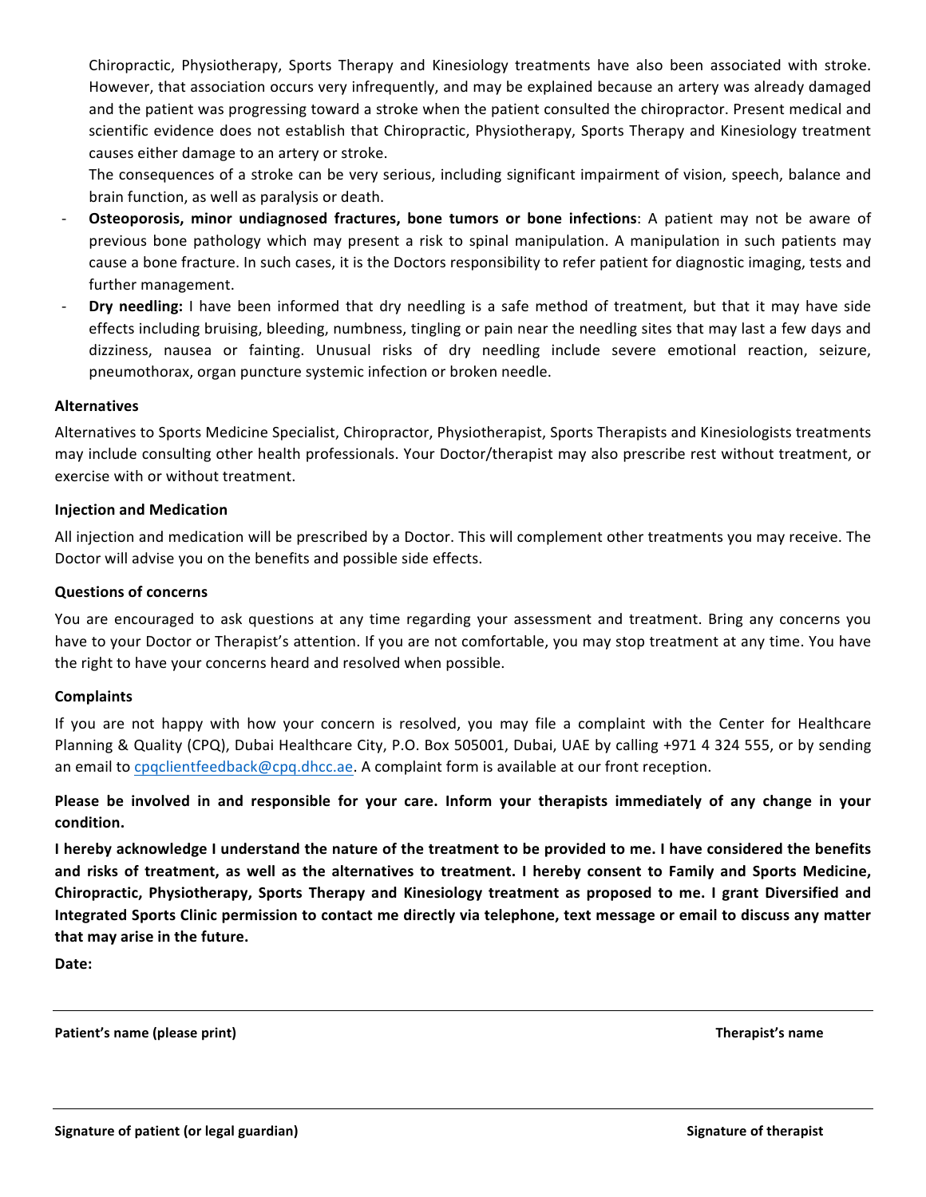Chiropractic, Physiotherapy, Sports Therapy and Kinesiology treatments have also been associated with stroke. However, that association occurs very infrequently, and may be explained because an artery was already damaged and the patient was progressing toward a stroke when the patient consulted the chiropractor. Present medical and scientific evidence does not establish that Chiropractic, Physiotherapy, Sports Therapy and Kinesiology treatment causes either damage to an artery or stroke.

The consequences of a stroke can be very serious, including significant impairment of vision, speech, balance and brain function, as well as paralysis or death.

- **Osteoporosis, minor undiagnosed fractures, bone tumors or bone infections**: A patient may not be aware of previous bone pathology which may present a risk to spinal manipulation. A manipulation in such patients may cause a bone fracture. In such cases, it is the Doctors responsibility to refer patient for diagnostic imaging, tests and further management.
- **Dry needling:** I have been informed that dry needling is a safe method of treatment, but that it may have side effects including bruising, bleeding, numbness, tingling or pain near the needling sites that may last a few days and dizziness, nausea or fainting. Unusual risks of dry needling include severe emotional reaction, seizure, pneumothorax, organ puncture systemic infection or broken needle.

**Alternatives**

Alternatives to Sports Medicine Specialist, Chiropractor, Physiotherapist, Sports Therapists and Kinesiologists treatments may include consulting other health professionals. Your Doctor/therapist may also prescribe rest without treatment, or exercise with or without treatment.

**Injection and Medication**

All injection and medication will be prescribed by a Doctor. This will complement other treatments you may receive. The Doctor will advise you on the benefits and possible side effects.

**Questions of concerns**

You are encouraged to ask questions at any time regarding your assessment and treatment. Bring any concerns you have to your Doctor or Therapist's attention. If you are not comfortable, you may stop treatment at any time. You have the right to have your concerns heard and resolved when possible.

**Complaints**

If you are not happy with how your concern is resolved, you may file a complaint with the Center for Healthcare Planning & Quality (CPQ), Dubai Healthcare City, P.O. Box 505001, Dubai, UAE by calling +971 4 324 555, or by sending an email to cpqclientfeedback@cpq.dhcc.ae. A complaint form is available at our front reception.

**Please be involved in and responsible for your care. Inform your therapists immediately of any change in your condition.**

**I hereby acknowledge I understand the nature of the treatment to be provided to me. I have considered the benefits and risks of treatment, as well as the alternatives to treatment. I hereby consent to Family and Sports Medicine, Chiropractic, Physiotherapy, Sports Therapy and Kinesiology treatment as proposed to me. I grant Diversified and Integrated Sports Clinic permission to contact me directly via telephone, text message or email to discuss any matter that may arise in the future.**

**Date:**

**Patient's name (please print)** **Therapist's name**

**Signature of patient (or legal guardian)** **Signature of therapist**